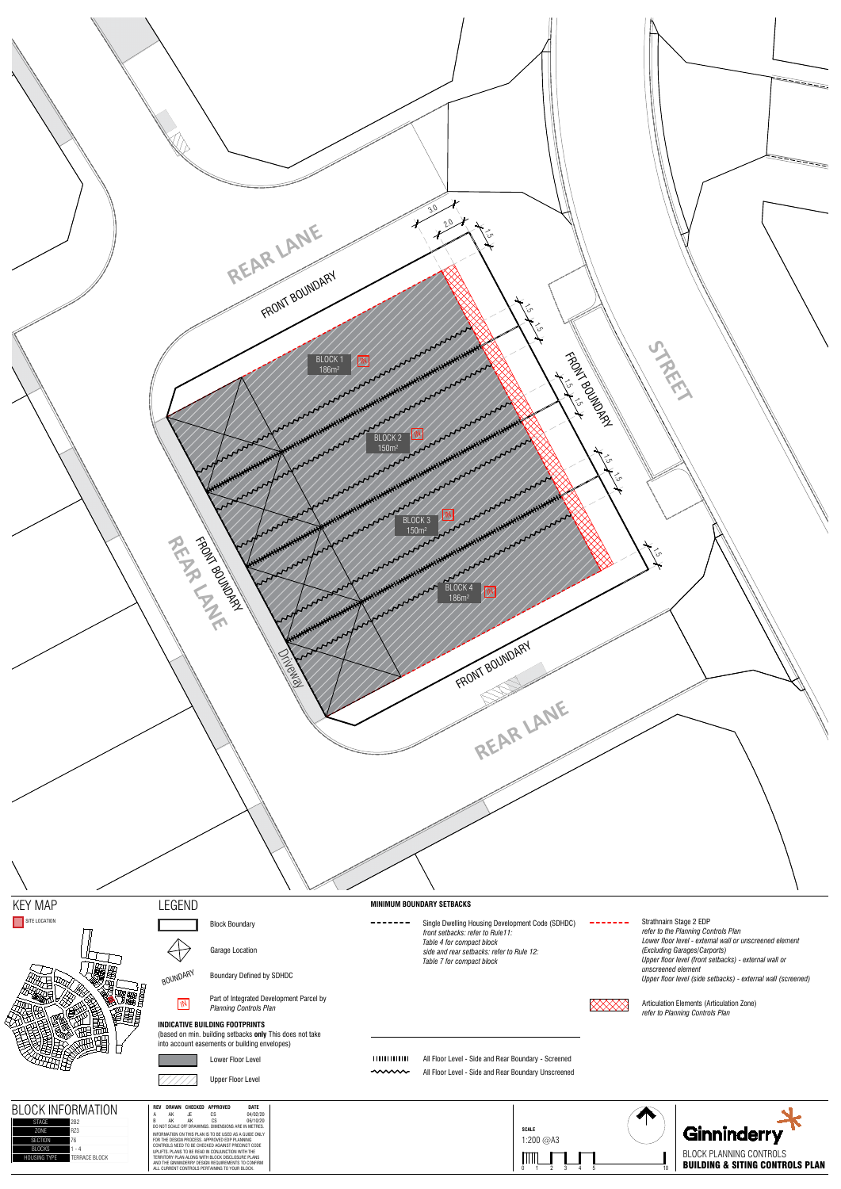REAR LANE

FRONT BOUNDARY

3.0

2.0

1.5

BLOCK 1
186m²

BLOCK 2
150m²

BLOCK 3
150m²

BLOCK 4
186m²

FRONT BOUNDARY

STREET

REAR LANE

FRONT BOUNDARY

Driveway

FRONT BOUNDARY

REAR LANE

## KEY MAP

SITE LOCATION

## LEGEND

- Block Boundary
- Garage Location
- BOUNDARY — Boundary Defined by SDHDC
- Part of Integrated Development Parcel by *Planning Controls Plan*

**INDICATIVE BUILDING FOOTPRINTS**
(based on min. building setbacks **only** This does not take into account easements or building envelopes)

- Lower Floor Level
- Upper Floor Level

**MINIMUM BOUNDARY SETBACKS**

- Single Dwelling Housing Development Code (SDHDC)
  *front setbacks: refer to Rule11:*
  *Table 4 for compact block*
  *side and rear setbacks: refer to Rule 12:*
  *Table 7 for compact block*
- Strathnairn Stage 2 EDP
  *refer to the Planning Controls Plan*
  *Lower floor level - external wall or unscreened element (Excluding Garages/Carports)*
  *Upper floor level (front setbacks) - external wall or unscreened element*
  *Upper floor level (side setbacks) - external wall (screened)*
- Articulation Elements (Articulation Zone)
  *refer to Planning Controls Plan*
- All Floor Level - Side and Rear Boundary - Screened
- All Floor Level - Side and Rear Boundary Unscreened

## BLOCK INFORMATION

| | |
|---|---|
| STAGE | 2B2 |
| ZONE | RZ3 |
| SECTION | 76 |
| BLOCKS | 1 - 4 |
| HOUSING TYPE | TERRACE BLOCK |

| REV | DRAWN | CHECKED | APPROVED | DATE |
|---|---|---|---|---|
| A | AK | JE | CS | 04/02/20 |
| B | AK | AK | CS | 06/10/20 |

DO NOT SCALE OFF DRAWINGS. DIMENSIONS ARE IN METRES.
INFORMATION ON THIS PLAN IS TO BE USED AS A GUIDE ONLY FOR THE DESIGN PROCESS. APPROVED EDP PLANNING CONTROLS NEED TO BE CHECKED AGAINST PRECINCT CODE UPLIFTS. PLANS TO BE READ IN CONJUNCTION WITH THE TERRITORY PLAN ALONG WITH BLOCK DISCLOSURE PLANS AND THE GINNINDERRY DESIGN REQUIREMENTS TO CONFIRM ALL CURRENT CONTROLS PERTAINING TO YOUR BLOCK.

**SCALE**
1:200 @A3

0 1 2 3 4 5 10

Ginninderry

BLOCK PLANNING CONTROLS
**BUILDING & SITING CONTROLS PLAN**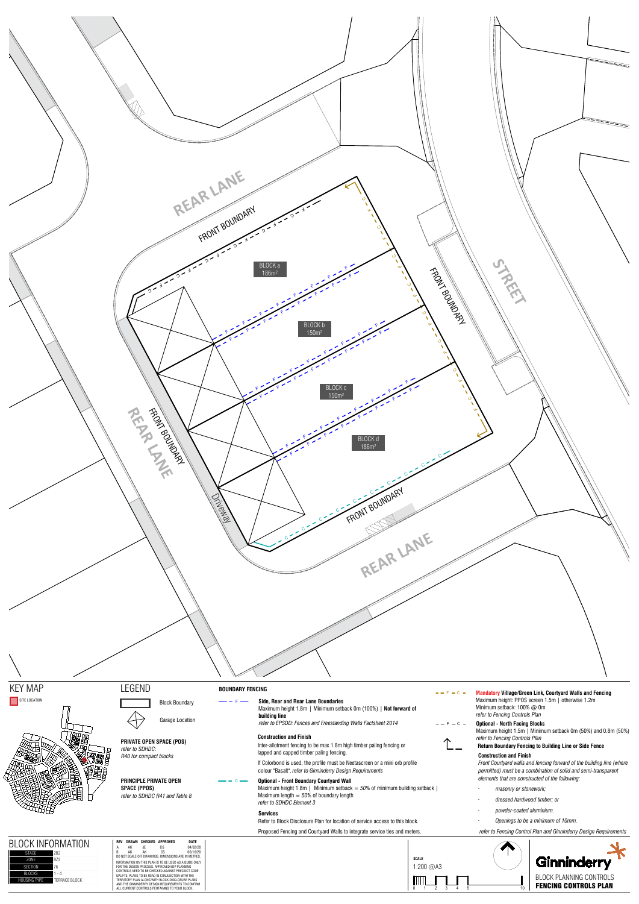REAR LANE

FRONT BOUNDARY

BLOCK a
186m²

BLOCK b
150m²

BLOCK c
150m²

BLOCK d
186m²

FRONT BOUNDARY

STREET

FRONT BOUNDARY

REAR LANE

Driveway

FRONT BOUNDARY

REAR LANE

## KEY MAP

SITE LOCATION

## LEGEND

Block Boundary

Garage Location

**PRIVATE OPEN SPACE (POS)**
*refer to SDHDC:*
*R40 for compact blocks*

**PRINCIPLE PRIVATE OPEN SPACE (PPOS)**
*refer to SDHDC R41 and Table 8*

## BOUNDARY FENCING

**Side, Rear and Rear Lane Boundaries**
Maximum height 1.8m | Minimum setback 0m (100%) | **Not forward of building line**
*refer to EPSDD: Fences and Freestanding Walls Factsheet 2014*

**Construction and Finish**
Inter-allotment fencing to be max 1.8m high timber paling fencing or lapped and capped timber paling fencing.

If Colorbond is used, the profile must be Neetascreen or a mini orb profile colour "Basalt". *refer to Ginninderry Design Requirements*

**Optional - Front Boundary Courtyard Wall**
Maximum height 1.8m | Minimum setback = 50% of minimum building setback | Maximum length = 50% of boundary length
*refer to SDHDC Element 3*

**Services**
Refer to Block Disclosure Plan for location of service access to this block.

Proposed Fencing and Courtyard Walls to integrate service ties and meters.

**Mandatory Village/Green Link, Courtyard Walls and Fencing**
Maximum height: PPOS screen 1.5m | otherwise 1.2m
Minimum setback: 100% @ 0m
*refer to Fencing Controls Plan*

**Optional - North Facing Blocks**
Maximum height 1.5m | Minimum setback 0m (50%) and 0.8m (50%)
*refer to Fencing Controls Plan*

**Return Boundary Fencing to Building Line or Side Fence**

**Construction and Finish**
*Front Courtyard walls and fencing forward of the building line (where permitted) must be a combination of solid and semi-transparent elements that are constructed of the following:*

- *masonry or stonework;*
- *dressed hardwood timber; or*
- *powder-coated aluminium.*
- *Openings to be a minimum of 10mm.*

*refer to Fencing Control Plan and Ginninderry Design Requirements*

## BLOCK INFORMATION

| | |
|---|---|
| STAGE | 2B2 |
| ZONE | RZ3 |
| SECTION | 76 |
| BLOCKS | 1 - 4 |
| HOUSING TYPE | TERRACE BLOCK |

| REV | DRAWN | CHECKED | APPROVED | DATE |
|---|---|---|---|---|
| A | AK | JE | CS | 04/02/20 |
| B | AK | AK | CS | 06/10/20 |

DO NOT SCALE OFF DRAWINGS. DIMENSIONS ARE IN METRES.
INFORMATION ON THIS PLAN IS TO BE USED AS A GUIDE ONLY FOR THE DESIGN PROCESS. APPROVED EDP PLANNING CONTROLS NEED TO BE CHECKED AGAINST PRECINCT CODE UPLIFTS. PLANS TO BE READ IN CONJUNCTION WITH THE TERRITORY PLAN ALONG WITH BLOCK DISCLOSURE PLANS AND THE GINNINDERRY DESIGN REQUIREMENTS TO CONFIRM ALL CURRENT CONTROLS PERTAINING TO YOUR BLOCK.

SCALE
1:200 @A3

0 1 2 3 4 5 10

Ginninderry

BLOCK PLANNING CONTROLS
**FENCING CONTROLS PLAN**